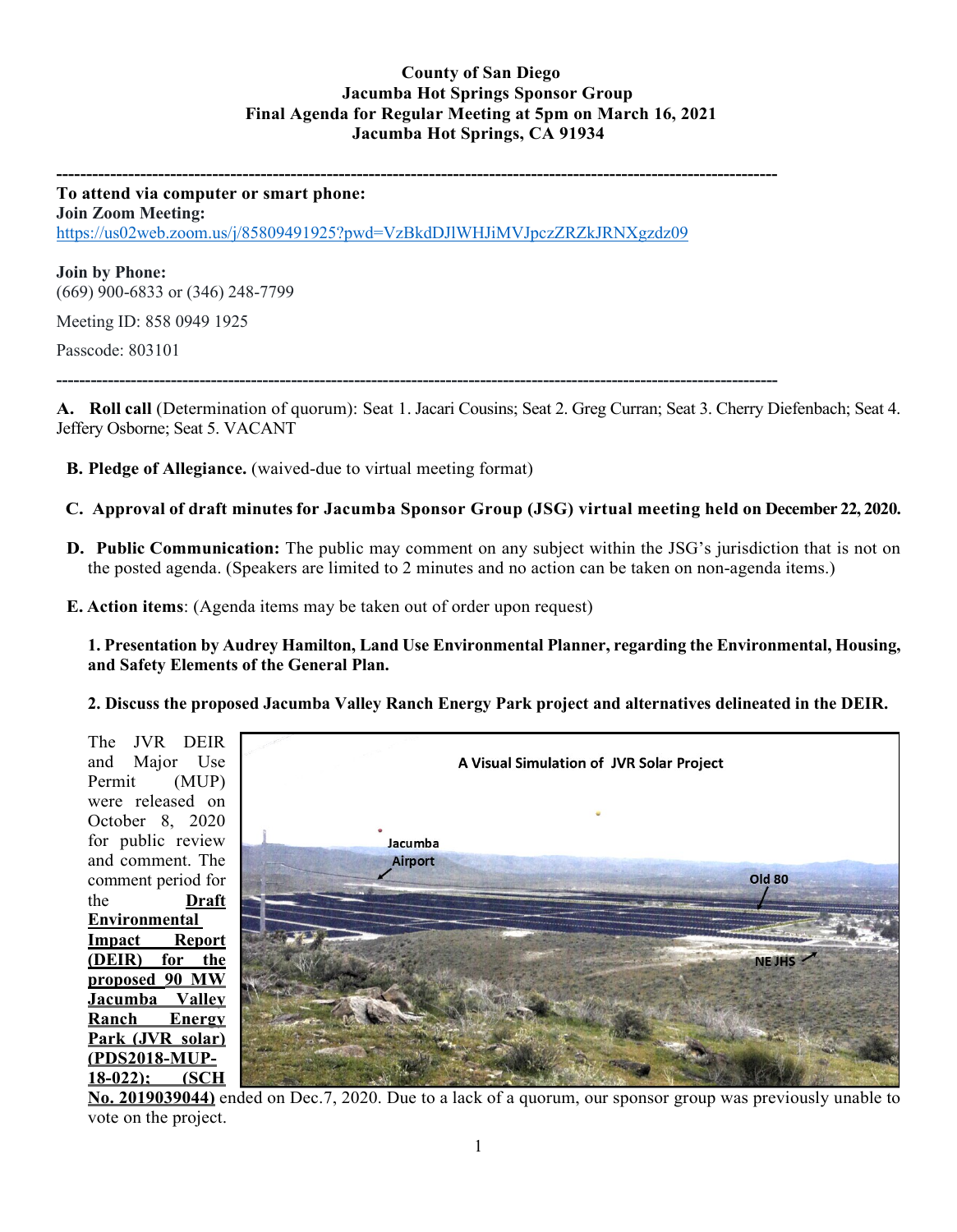**County of San Diego**
**Jacumba Hot Springs Sponsor Group**
**Final Agenda for Regular Meeting at 5pm on March 16, 2021**
**Jacumba Hot Springs, CA 91934**

---

**To attend via computer or smart phone:**
**Join Zoom Meeting:**
https://us02web.zoom.us/j/85809491925?pwd=VzBkdDJlWHJiMVJpczZRZkJRNXgzdz09

**Join by Phone:**
(669) 900-6833 or (346) 248-7799

Meeting ID: 858 0949 1925

Passcode: 803101

---

**A. Roll call** (Determination of quorum): Seat 1. Jacari Cousins; Seat 2. Greg Curran; Seat 3. Cherry Diefenbach; Seat 4. Jeffery Osborne; Seat 5. VACANT

**B. Pledge of Allegiance.** (waived-due to virtual meeting format)

**C. Approval of draft minutes for Jacumba Sponsor Group (JSG) virtual meeting held on December 22, 2020.**

**D. Public Communication:** The public may comment on any subject within the JSG's jurisdiction that is not on the posted agenda. (Speakers are limited to 2 minutes and no action can be taken on non-agenda items.)

**E. Action items**: (Agenda items may be taken out of order upon request)

**1. Presentation by Audrey Hamilton, Land Use Environmental Planner, regarding the Environmental, Housing, and Safety Elements of the General Plan.**

**2. Discuss the proposed Jacumba Valley Ranch Energy Park project and alternatives delineated in the DEIR.**

A Visual Simulation of JVR Solar Project

Jacumba Airport

Old 80

NE JHS

The JVR DEIR and Major Use Permit (MUP) were released on October 8, 2020 for public review and comment. The comment period for the **Draft Environmental Impact Report (DEIR) for the proposed 90 MW Jacumba Valley Ranch Energy Park (JVR solar) (PDS2018-MUP-18-022); (SCH No. 2019039044)** ended on Dec.7, 2020. Due to a lack of a quorum, our sponsor group was previously unable to vote on the project.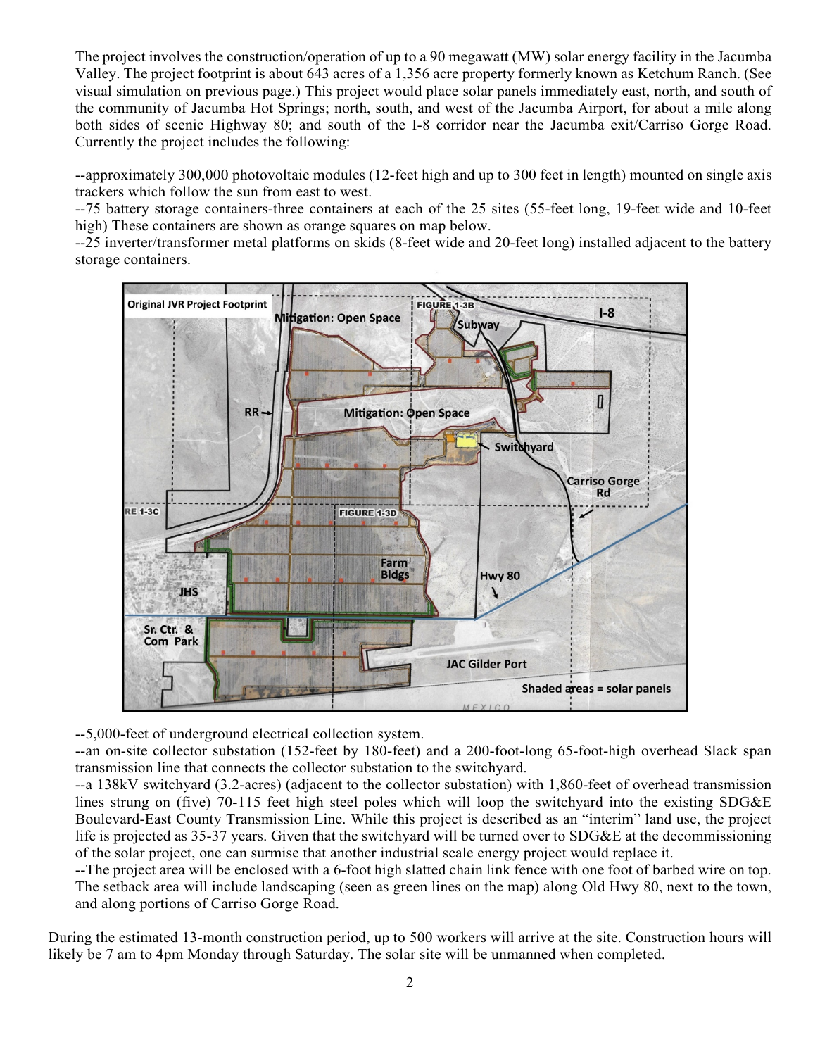The project involves the construction/operation of up to a 90 megawatt (MW) solar energy facility in the Jacumba Valley. The project footprint is about 643 acres of a 1,356 acre property formerly known as Ketchum Ranch. (See visual simulation on previous page.) This project would place solar panels immediately east, north, and south of the community of Jacumba Hot Springs; north, south, and west of the Jacumba Airport, for about a mile along both sides of scenic Highway 80; and south of the I-8 corridor near the Jacumba exit/Carriso Gorge Road. Currently the project includes the following:

--approximately 300,000 photovoltaic modules (12-feet high and up to 300 feet in length) mounted on single axis trackers which follow the sun from east to west.
--75 battery storage containers-three containers at each of the 25 sites (55-feet long, 19-feet wide and 10-feet high) These containers are shown as orange squares on map below.
--25 inverter/transformer metal platforms on skids (8-feet wide and 20-feet long) installed adjacent to the battery storage containers.

--5,000-feet of underground electrical collection system.
--an on-site collector substation (152-feet by 180-feet) and a 200-foot-long 65-foot-high overhead Slack span transmission line that connects the collector substation to the switchyard.
--a 138kV switchyard (3.2-acres) (adjacent to the collector substation) with 1,860-feet of overhead transmission lines strung on (five) 70-115 feet high steel poles which will loop the switchyard into the existing SDG&E Boulevard-East County Transmission Line. While this project is described as an "interim" land use, the project life is projected as 35-37 years. Given that the switchyard will be turned over to SDG&E at the decommissioning of the solar project, one can surmise that another industrial scale energy project would replace it.
--The project area will be enclosed with a 6-foot high slatted chain link fence with one foot of barbed wire on top. The setback area will include landscaping (seen as green lines on the map) along Old Hwy 80, next to the town, and along portions of Carriso Gorge Road.

During the estimated 13-month construction period, up to 500 workers will arrive at the site. Construction hours will likely be 7 am to 4pm Monday through Saturday. The solar site will be unmanned when completed.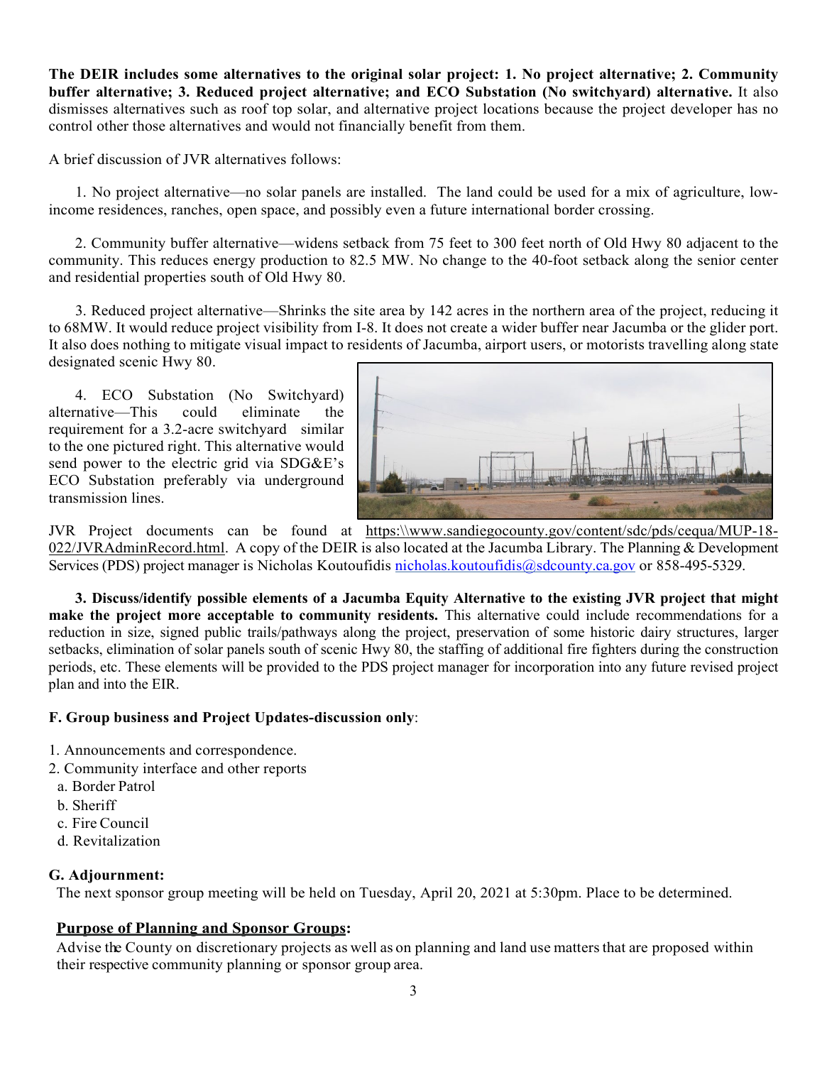**The DEIR includes some alternatives to the original solar project: 1. No project alternative; 2. Community buffer alternative; 3. Reduced project alternative; and ECO Substation (No switchyard) alternative.** It also dismisses alternatives such as roof top solar, and alternative project locations because the project developer has no control other those alternatives and would not financially benefit from them.

A brief discussion of JVR alternatives follows:

1. No project alternative—no solar panels are installed. The land could be used for a mix of agriculture, low-income residences, ranches, open space, and possibly even a future international border crossing.

2. Community buffer alternative—widens setback from 75 feet to 300 feet north of Old Hwy 80 adjacent to the community. This reduces energy production to 82.5 MW. No change to the 40-foot setback along the senior center and residential properties south of Old Hwy 80.

3. Reduced project alternative—Shrinks the site area by 142 acres in the northern area of the project, reducing it to 68MW. It would reduce project visibility from I-8. It does not create a wider buffer near Jacumba or the glider port. It also does nothing to mitigate visual impact to residents of Jacumba, airport users, or motorists travelling along state designated scenic Hwy 80.

4. ECO Substation (No Switchyard) alternative—This could eliminate the requirement for a 3.2-acre switchyard similar to the one pictured right. This alternative would send power to the electric grid via SDG&E's ECO Substation preferably via underground transmission lines.

JVR Project documents can be found at https:\\www.sandiegocounty.gov/content/sdc/pds/cequa/MUP-18-022/JVRAdminRecord.html. A copy of the DEIR is also located at the Jacumba Library. The Planning & Development Services (PDS) project manager is Nicholas Koutoufidis nicholas.koutoufidis@sdcounty.ca.gov or 858-495-5329.

**3. Discuss/identify possible elements of a Jacumba Equity Alternative to the existing JVR project that might make the project more acceptable to community residents.** This alternative could include recommendations for a reduction in size, signed public trails/pathways along the project, preservation of some historic dairy structures, larger setbacks, elimination of solar panels south of scenic Hwy 80, the staffing of additional fire fighters during the construction periods, etc. These elements will be provided to the PDS project manager for incorporation into any future revised project plan and into the EIR.

**F. Group business and Project Updates-discussion only**:

1. Announcements and correspondence.
2. Community interface and other reports
   a. Border Patrol
   b. Sheriff
   c. Fire Council
   d. Revitalization

**G. Adjournment:**

The next sponsor group meeting will be held on Tuesday, April 20, 2021 at 5:30pm. Place to be determined.

**Purpose of Planning and Sponsor Groups:**

Advise the County on discretionary projects as well as on planning and land use matters that are proposed within their respective community planning or sponsor group area.